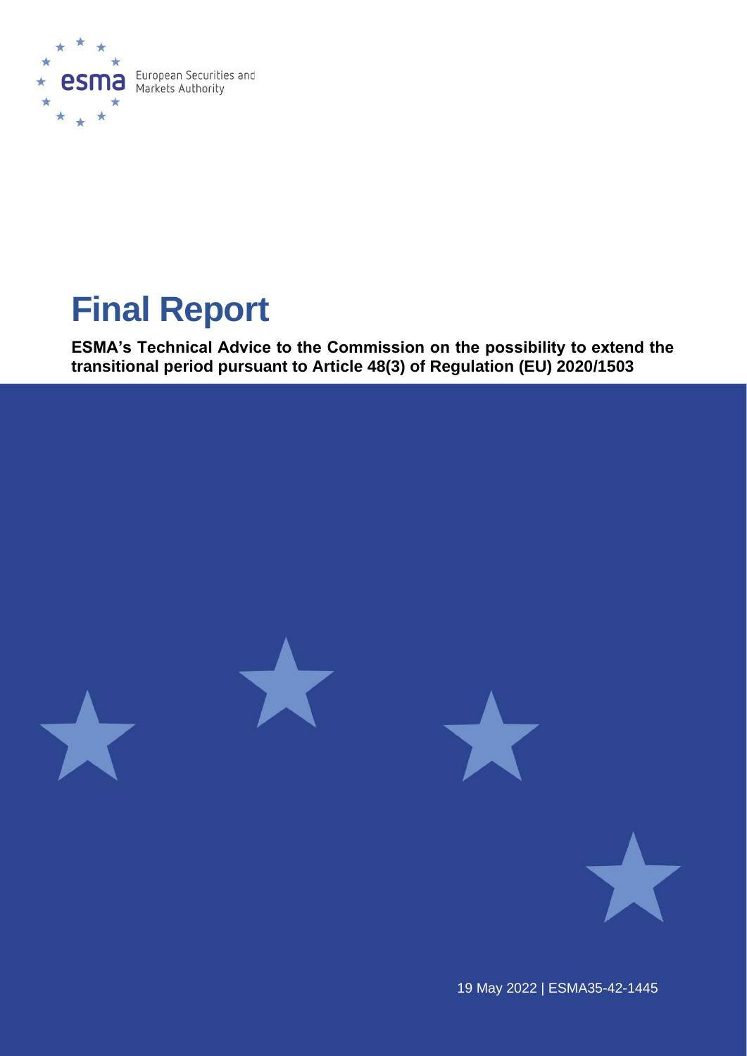European Securities and Markets Authority

# Final Report

**ESMA's Technical Advice to the Commission on the possibility to extend the transitional period pursuant to Article 48(3) of Regulation (EU) 2020/1503**

19 May 2022 | ESMA35-42-1445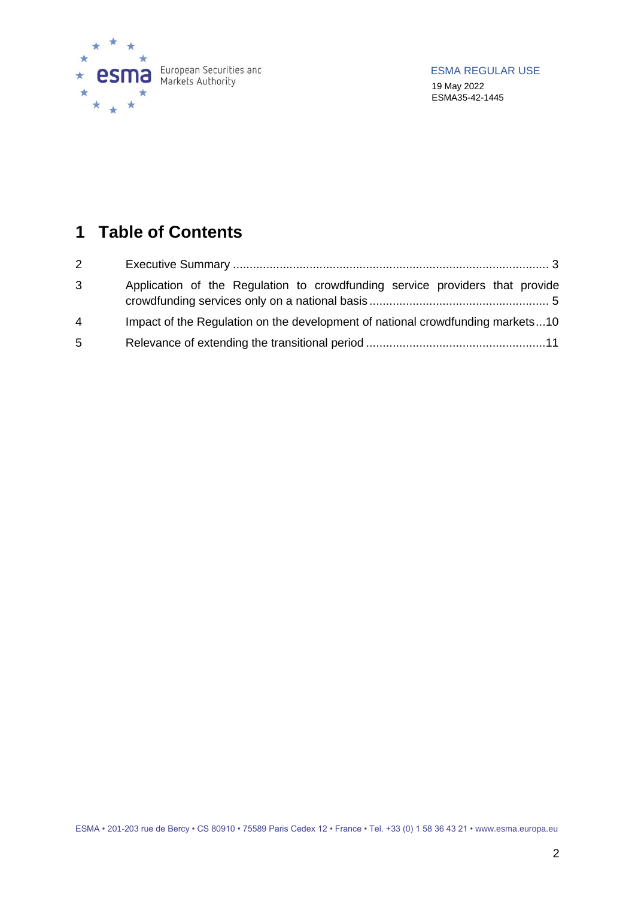# 1 Table of Contents

| | | |
|---|---|---|
| 2 | Executive Summary | 3 |
| 3 | Application of the Regulation to crowdfunding service providers that provide crowdfunding services only on a national basis | 5 |
| 4 | Impact of the Regulation on the development of national crowdfunding markets | 10 |
| 5 | Relevance of extending the transitional period | 11 |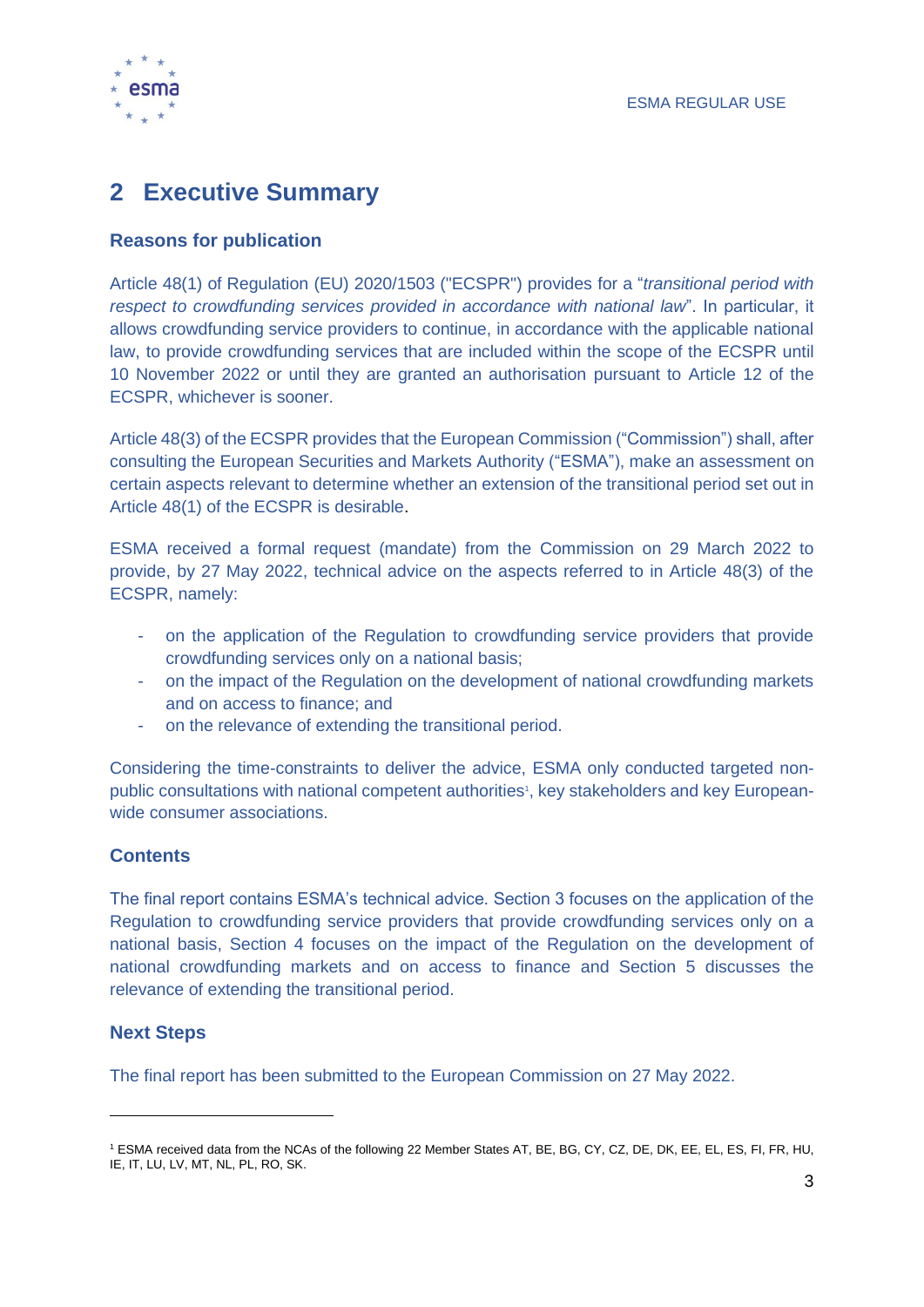## 2 Executive Summary

### Reasons for publication

Article 48(1) of Regulation (EU) 2020/1503 ("ECSPR") provides for a "*transitional period with respect to crowdfunding services provided in accordance with national law*". In particular, it allows crowdfunding service providers to continue, in accordance with the applicable national law, to provide crowdfunding services that are included within the scope of the ECSPR until 10 November 2022 or until they are granted an authorisation pursuant to Article 12 of the ECSPR, whichever is sooner.

Article 48(3) of the ECSPR provides that the European Commission ("Commission") shall, after consulting the European Securities and Markets Authority ("ESMA"), make an assessment on certain aspects relevant to determine whether an extension of the transitional period set out in Article 48(1) of the ECSPR is desirable.

ESMA received a formal request (mandate) from the Commission on 29 March 2022 to provide, by 27 May 2022, technical advice on the aspects referred to in Article 48(3) of the ECSPR, namely:

- on the application of the Regulation to crowdfunding service providers that provide crowdfunding services only on a national basis;
- on the impact of the Regulation on the development of national crowdfunding markets and on access to finance; and
- on the relevance of extending the transitional period.

Considering the time-constraints to deliver the advice, ESMA only conducted targeted non-public consultations with national competent authorities[1], key stakeholders and key European-wide consumer associations.

### Contents

The final report contains ESMA's technical advice. Section 3 focuses on the application of the Regulation to crowdfunding service providers that provide crowdfunding services only on a national basis, Section 4 focuses on the impact of the Regulation on the development of national crowdfunding markets and on access to finance and Section 5 discusses the relevance of extending the transitional period.

### Next Steps

The final report has been submitted to the European Commission on 27 May 2022.

---

[1] ESMA received data from the NCAs of the following 22 Member States AT, BE, BG, CY, CZ, DE, DK, EE, EL, ES, FI, FR, HU, IE, IT, LU, LV, MT, NL, PL, RO, SK.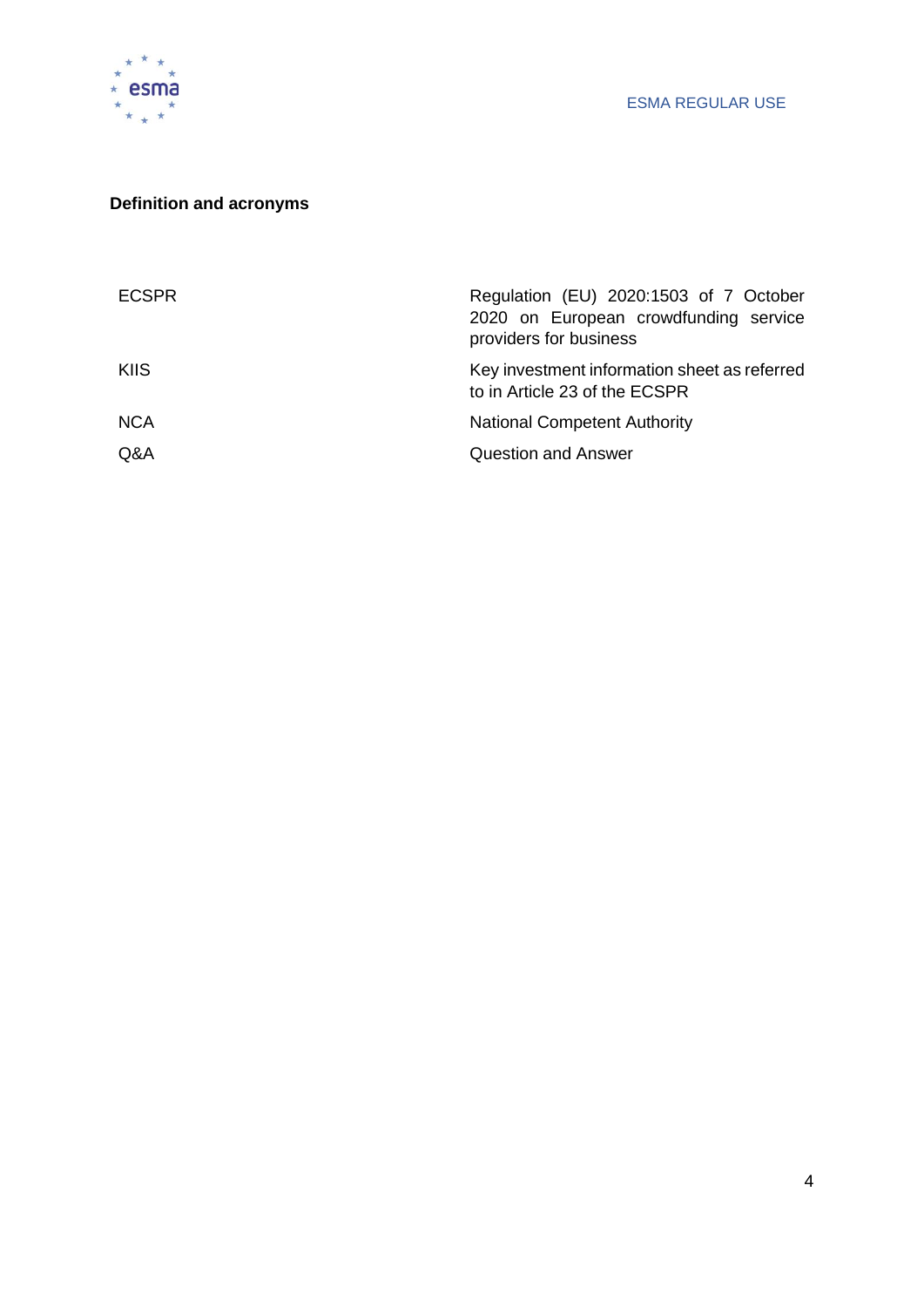## Definition and acronyms

| | |
|---|---|
| ECSPR | Regulation (EU) 2020:1503 of 7 October 2020 on European crowdfunding service providers for business |
| KIIS | Key investment information sheet as referred to in Article 23 of the ECSPR |
| NCA | National Competent Authority |
| Q&A | Question and Answer |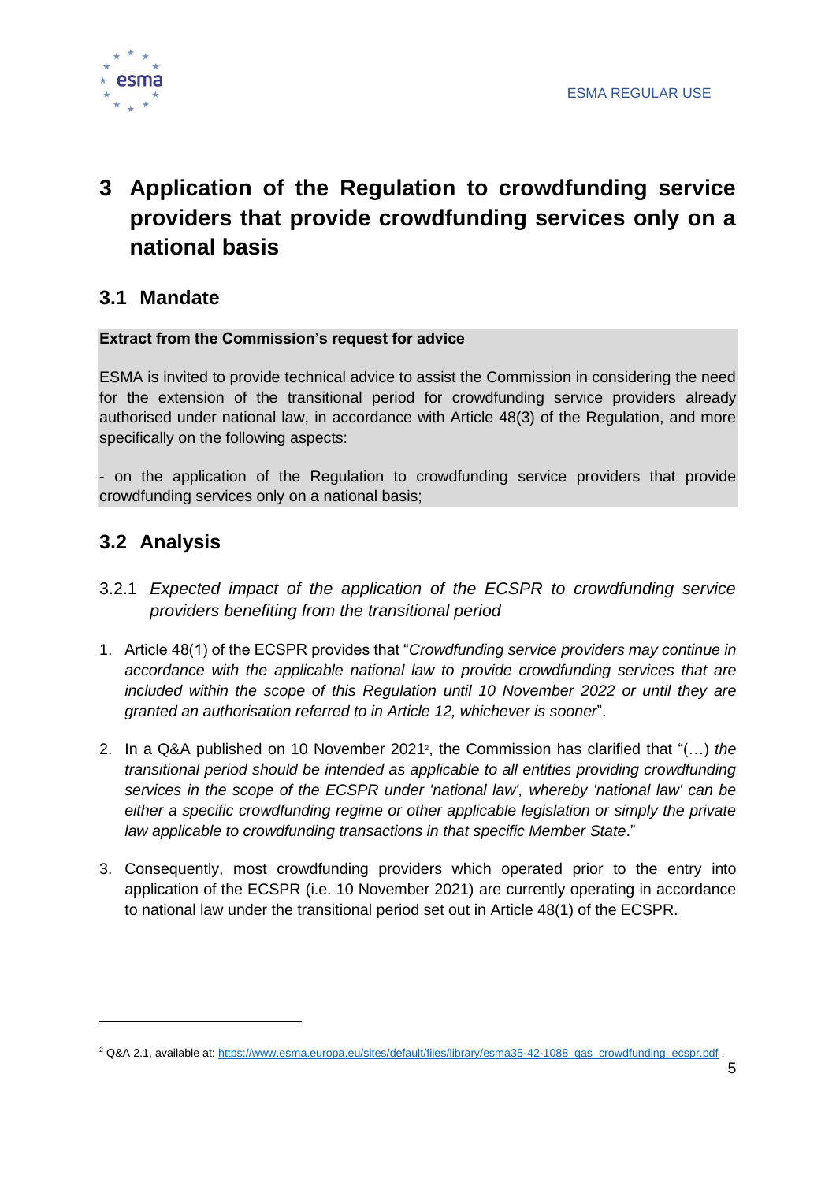# 3 Application of the Regulation to crowdfunding service providers that provide crowdfunding services only on a national basis

## 3.1 Mandate

**Extract from the Commission's request for advice**

ESMA is invited to provide technical advice to assist the Commission in considering the need for the extension of the transitional period for crowdfunding service providers already authorised under national law, in accordance with Article 48(3) of the Regulation, and more specifically on the following aspects:

- on the application of the Regulation to crowdfunding service providers that provide crowdfunding services only on a national basis;

## 3.2 Analysis

### 3.2.1 *Expected impact of the application of the ECSPR to crowdfunding service providers benefiting from the transitional period*

1. Article 48(1) of the ECSPR provides that "*Crowdfunding service providers may continue in accordance with the applicable national law to provide crowdfunding services that are included within the scope of this Regulation until 10 November 2022 or until they are granted an authorisation referred to in Article 12, whichever is sooner*".

2. In a Q&A published on 10 November 2021[2], the Commission has clarified that "(…) *the transitional period should be intended as applicable to all entities providing crowdfunding services in the scope of the ECSPR under 'national law', whereby 'national law' can be either a specific crowdfunding regime or other applicable legislation or simply the private law applicable to crowdfunding transactions in that specific Member State*."

3. Consequently, most crowdfunding providers which operated prior to the entry into application of the ECSPR (i.e. 10 November 2021) are currently operating in accordance to national law under the transitional period set out in Article 48(1) of the ECSPR.

[2] Q&A 2.1, available at: https://www.esma.europa.eu/sites/default/files/library/esma35-42-1088_qas_crowdfunding_ecspr.pdf .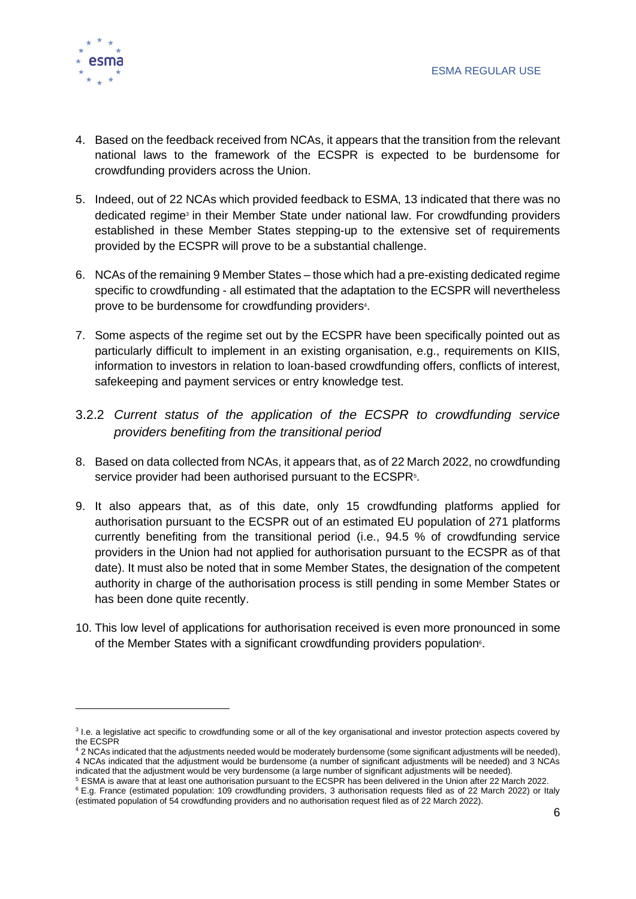4. Based on the feedback received from NCAs, it appears that the transition from the relevant national laws to the framework of the ECSPR is expected to be burdensome for crowdfunding providers across the Union.

5. Indeed, out of 22 NCAs which provided feedback to ESMA, 13 indicated that there was no dedicated regime[3] in their Member State under national law. For crowdfunding providers established in these Member States stepping-up to the extensive set of requirements provided by the ECSPR will prove to be a substantial challenge.

6. NCAs of the remaining 9 Member States – those which had a pre-existing dedicated regime specific to crowdfunding - all estimated that the adaptation to the ECSPR will nevertheless prove to be burdensome for crowdfunding providers[4].

7. Some aspects of the regime set out by the ECSPR have been specifically pointed out as particularly difficult to implement in an existing organisation, e.g., requirements on KIIS, information to investors in relation to loan-based crowdfunding offers, conflicts of interest, safekeeping and payment services or entry knowledge test.

### 3.2.2 *Current status of the application of the ECSPR to crowdfunding service providers benefiting from the transitional period*

8. Based on data collected from NCAs, it appears that, as of 22 March 2022, no crowdfunding service provider had been authorised pursuant to the ECSPR[5].

9. It also appears that, as of this date, only 15 crowdfunding platforms applied for authorisation pursuant to the ECSPR out of an estimated EU population of 271 platforms currently benefiting from the transitional period (i.e., 94.5 % of crowdfunding service providers in the Union had not applied for authorisation pursuant to the ECSPR as of that date). It must also be noted that in some Member States, the designation of the competent authority in charge of the authorisation process is still pending in some Member States or has been done quite recently.

10. This low level of applications for authorisation received is even more pronounced in some of the Member States with a significant crowdfunding providers population[6].

---

[3] I.e. a legislative act specific to crowdfunding some or all of the key organisational and investor protection aspects covered by the ECSPR

[4] 2 NCAs indicated that the adjustments needed would be moderately burdensome (some significant adjustments will be needed), 4 NCAs indicated that the adjustment would be burdensome (a number of significant adjustments will be needed) and 3 NCAs indicated that the adjustment would be very burdensome (a large number of significant adjustments will be needed).

[5] ESMA is aware that at least one authorisation pursuant to the ECSPR has been delivered in the Union after 22 March 2022.

[6] E.g. France (estimated population: 109 crowdfunding providers, 3 authorisation requests filed as of 22 March 2022) or Italy (estimated population of 54 crowdfunding providers and no authorisation request filed as of 22 March 2022).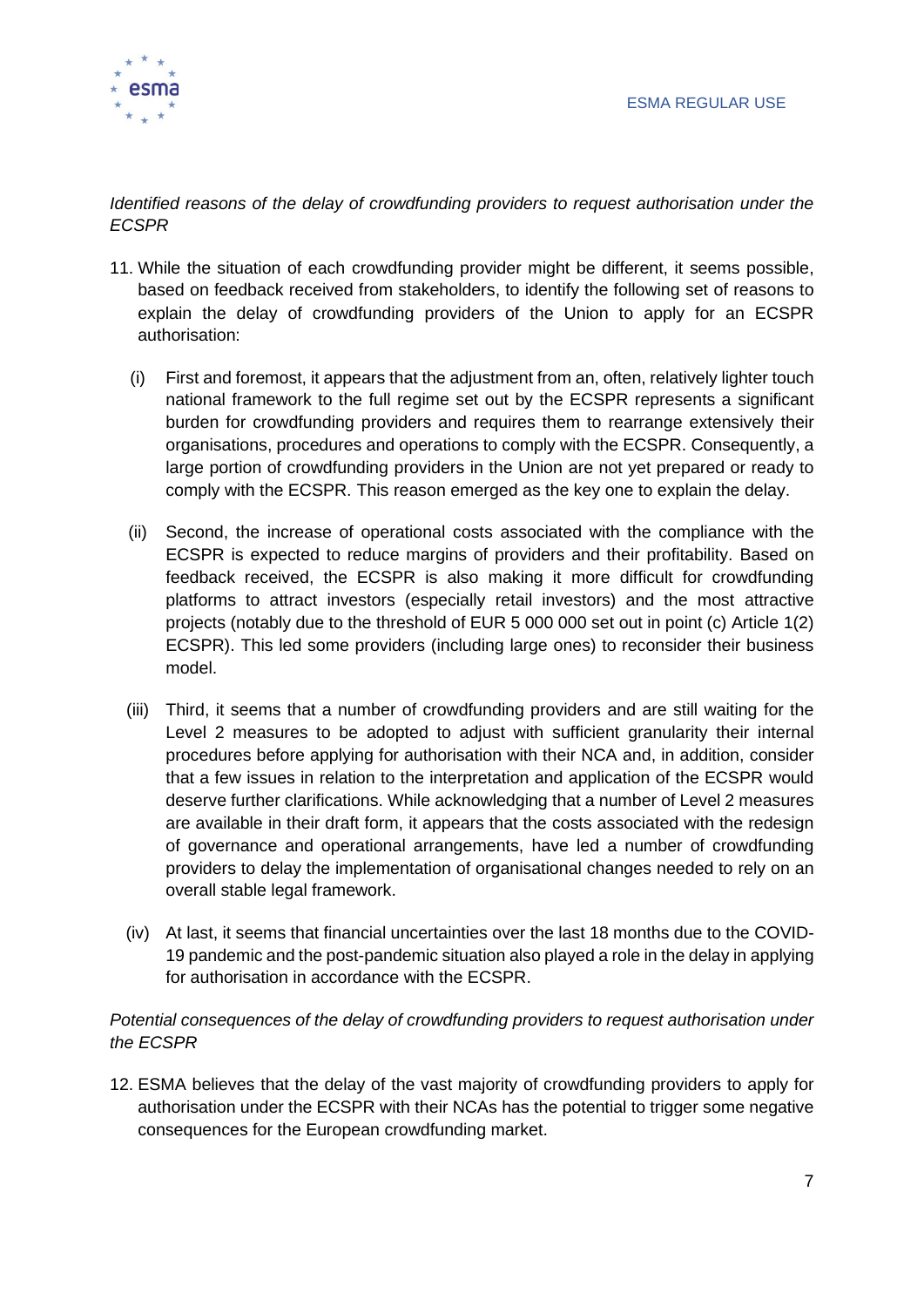*Identified reasons of the delay of crowdfunding providers to request authorisation under the ECSPR*

11. While the situation of each crowdfunding provider might be different, it seems possible, based on feedback received from stakeholders, to identify the following set of reasons to explain the delay of crowdfunding providers of the Union to apply for an ECSPR authorisation:

    (i) First and foremost, it appears that the adjustment from an, often, relatively lighter touch national framework to the full regime set out by the ECSPR represents a significant burden for crowdfunding providers and requires them to rearrange extensively their organisations, procedures and operations to comply with the ECSPR. Consequently, a large portion of crowdfunding providers in the Union are not yet prepared or ready to comply with the ECSPR. This reason emerged as the key one to explain the delay.

    (ii) Second, the increase of operational costs associated with the compliance with the ECSPR is expected to reduce margins of providers and their profitability. Based on feedback received, the ECSPR is also making it more difficult for crowdfunding platforms to attract investors (especially retail investors) and the most attractive projects (notably due to the threshold of EUR 5 000 000 set out in point (c) Article 1(2) ECSPR). This led some providers (including large ones) to reconsider their business model.

    (iii) Third, it seems that a number of crowdfunding providers and are still waiting for the Level 2 measures to be adopted to adjust with sufficient granularity their internal procedures before applying for authorisation with their NCA and, in addition, consider that a few issues in relation to the interpretation and application of the ECSPR would deserve further clarifications. While acknowledging that a number of Level 2 measures are available in their draft form, it appears that the costs associated with the redesign of governance and operational arrangements, have led a number of crowdfunding providers to delay the implementation of organisational changes needed to rely on an overall stable legal framework.

    (iv) At last, it seems that financial uncertainties over the last 18 months due to the COVID-19 pandemic and the post-pandemic situation also played a role in the delay in applying for authorisation in accordance with the ECSPR.

*Potential consequences of the delay of crowdfunding providers to request authorisation under the ECSPR*

12. ESMA believes that the delay of the vast majority of crowdfunding providers to apply for authorisation under the ECSPR with their NCAs has the potential to trigger some negative consequences for the European crowdfunding market.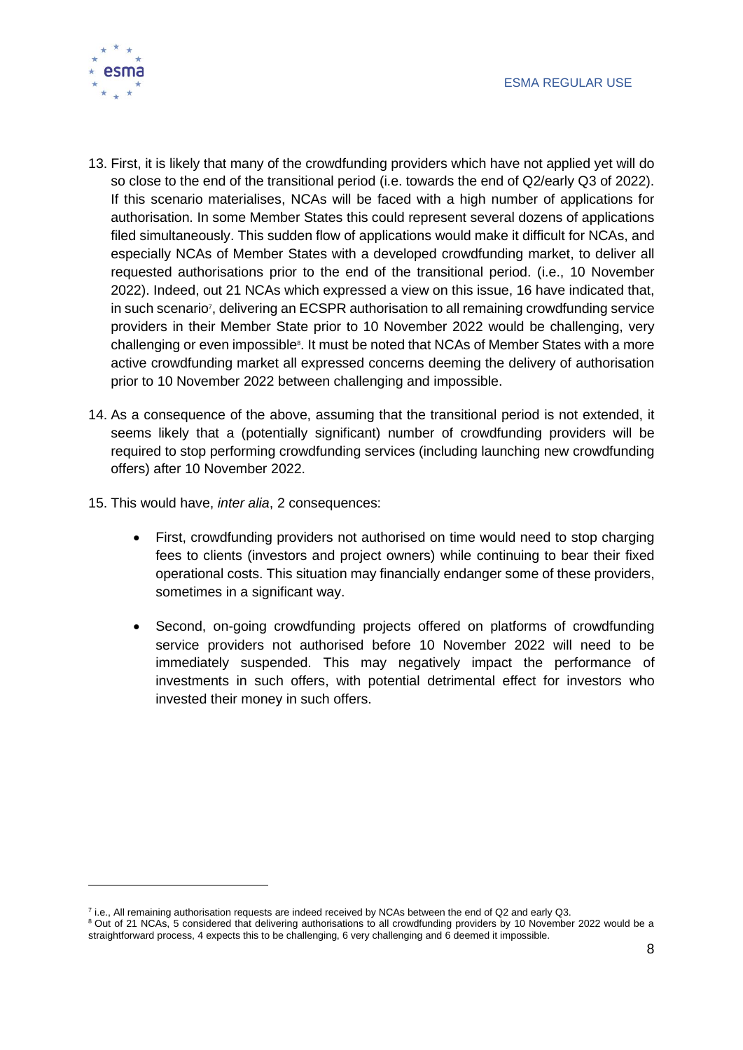13. First, it is likely that many of the crowdfunding providers which have not applied yet will do so close to the end of the transitional period (i.e. towards the end of Q2/early Q3 of 2022). If this scenario materialises, NCAs will be faced with a high number of applications for authorisation. In some Member States this could represent several dozens of applications filed simultaneously. This sudden flow of applications would make it difficult for NCAs, and especially NCAs of Member States with a developed crowdfunding market, to deliver all requested authorisations prior to the end of the transitional period. (i.e., 10 November 2022). Indeed, out 21 NCAs which expressed a view on this issue, 16 have indicated that, in such scenario[7], delivering an ECSPR authorisation to all remaining crowdfunding service providers in their Member State prior to 10 November 2022 would be challenging, very challenging or even impossible[8]. It must be noted that NCAs of Member States with a more active crowdfunding market all expressed concerns deeming the delivery of authorisation prior to 10 November 2022 between challenging and impossible.

14. As a consequence of the above, assuming that the transitional period is not extended, it seems likely that a (potentially significant) number of crowdfunding providers will be required to stop performing crowdfunding services (including launching new crowdfunding offers) after 10 November 2022.

15. This would have, *inter alia*, 2 consequences:

    - First, crowdfunding providers not authorised on time would need to stop charging fees to clients (investors and project owners) while continuing to bear their fixed operational costs. This situation may financially endanger some of these providers, sometimes in a significant way.

    - Second, on-going crowdfunding projects offered on platforms of crowdfunding service providers not authorised before 10 November 2022 will need to be immediately suspended. This may negatively impact the performance of investments in such offers, with potential detrimental effect for investors who invested their money in such offers.

---

[7] i.e., All remaining authorisation requests are indeed received by NCAs between the end of Q2 and early Q3.

[8] Out of 21 NCAs, 5 considered that delivering authorisations to all crowdfunding providers by 10 November 2022 would be a straightforward process, 4 expects this to be challenging, 6 very challenging and 6 deemed it impossible.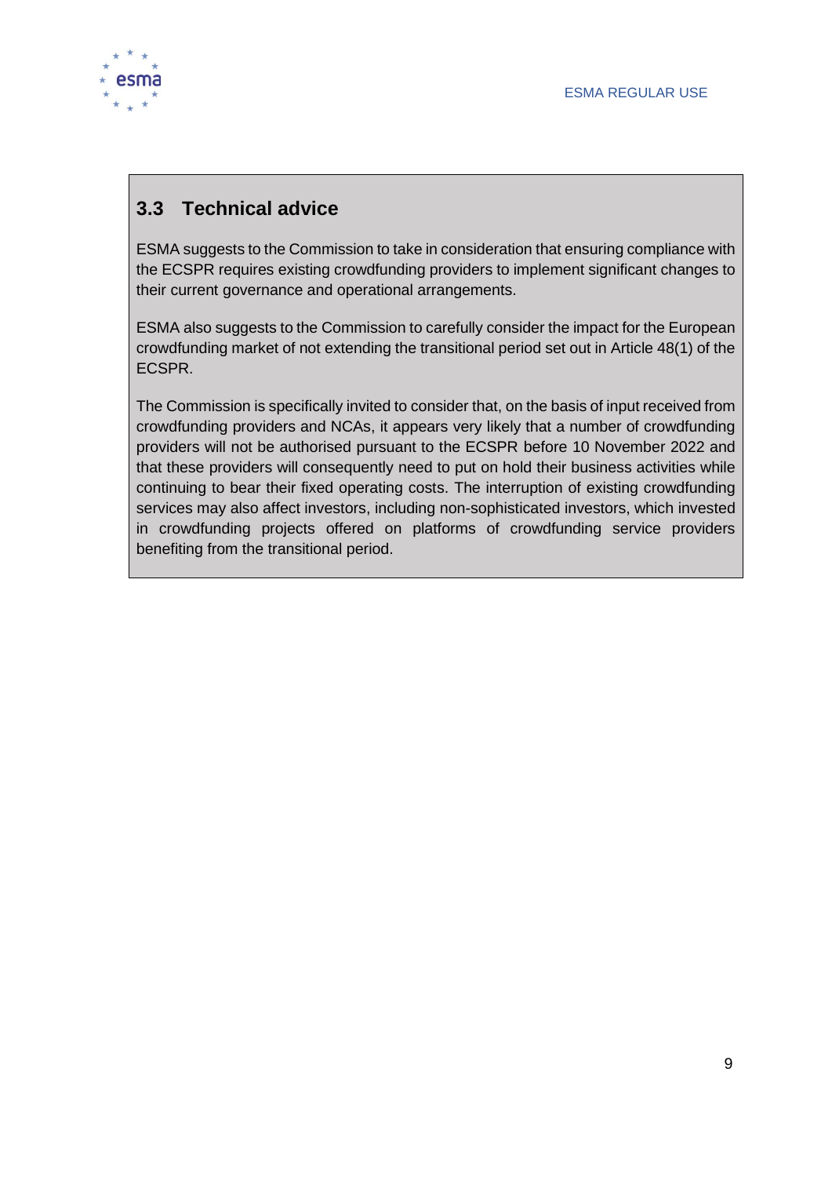## 3.3 Technical advice

ESMA suggests to the Commission to take in consideration that ensuring compliance with the ECSPR requires existing crowdfunding providers to implement significant changes to their current governance and operational arrangements.

ESMA also suggests to the Commission to carefully consider the impact for the European crowdfunding market of not extending the transitional period set out in Article 48(1) of the ECSPR.

The Commission is specifically invited to consider that, on the basis of input received from crowdfunding providers and NCAs, it appears very likely that a number of crowdfunding providers will not be authorised pursuant to the ECSPR before 10 November 2022 and that these providers will consequently need to put on hold their business activities while continuing to bear their fixed operating costs. The interruption of existing crowdfunding services may also affect investors, including non-sophisticated investors, which invested in crowdfunding projects offered on platforms of crowdfunding service providers benefiting from the transitional period.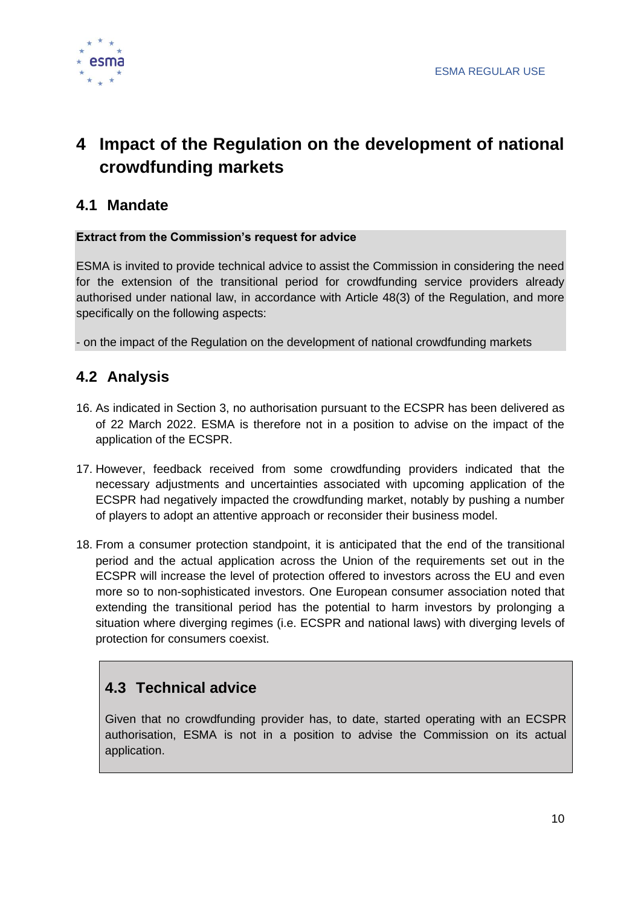# 4 Impact of the Regulation on the development of national crowdfunding markets

## 4.1 Mandate

**Extract from the Commission's request for advice**

ESMA is invited to provide technical advice to assist the Commission in considering the need for the extension of the transitional period for crowdfunding service providers already authorised under national law, in accordance with Article 48(3) of the Regulation, and more specifically on the following aspects:

- on the impact of the Regulation on the development of national crowdfunding markets

## 4.2 Analysis

16. As indicated in Section 3, no authorisation pursuant to the ECSPR has been delivered as of 22 March 2022. ESMA is therefore not in a position to advise on the impact of the application of the ECSPR.

17. However, feedback received from some crowdfunding providers indicated that the necessary adjustments and uncertainties associated with upcoming application of the ECSPR had negatively impacted the crowdfunding market, notably by pushing a number of players to adopt an attentive approach or reconsider their business model.

18. From a consumer protection standpoint, it is anticipated that the end of the transitional period and the actual application across the Union of the requirements set out in the ECSPR will increase the level of protection offered to investors across the EU and even more so to non-sophisticated investors. One European consumer association noted that extending the transitional period has the potential to harm investors by prolonging a situation where diverging regimes (i.e. ECSPR and national laws) with diverging levels of protection for consumers coexist.

## 4.3 Technical advice

Given that no crowdfunding provider has, to date, started operating with an ECSPR authorisation, ESMA is not in a position to advise the Commission on its actual application.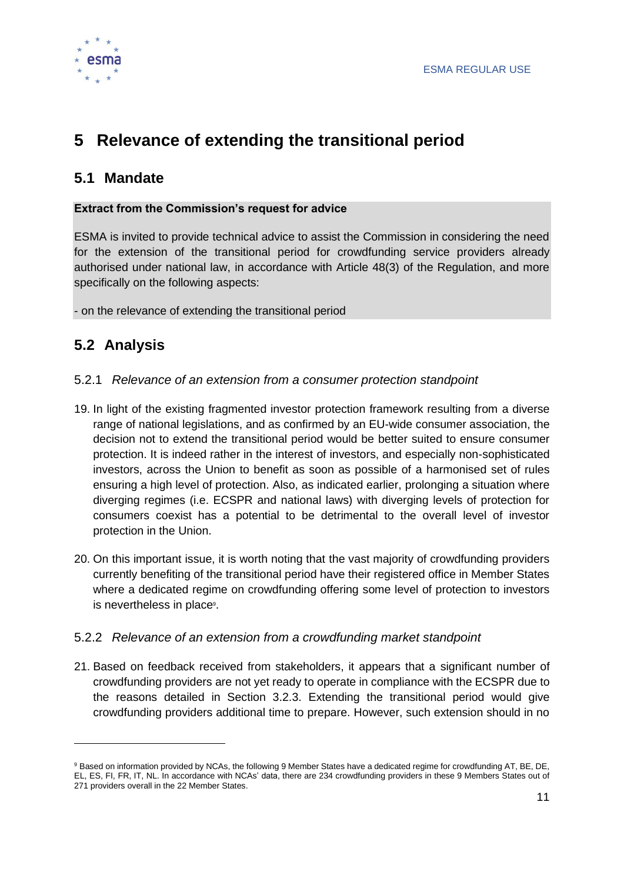# 5 Relevance of extending the transitional period

## 5.1 Mandate

**Extract from the Commission's request for advice**

ESMA is invited to provide technical advice to assist the Commission in considering the need for the extension of the transitional period for crowdfunding service providers already authorised under national law, in accordance with Article 48(3) of the Regulation, and more specifically on the following aspects:

- on the relevance of extending the transitional period

## 5.2 Analysis

### 5.2.1 *Relevance of an extension from a consumer protection standpoint*

19. In light of the existing fragmented investor protection framework resulting from a diverse range of national legislations, and as confirmed by an EU-wide consumer association, the decision not to extend the transitional period would be better suited to ensure consumer protection. It is indeed rather in the interest of investors, and especially non-sophisticated investors, across the Union to benefit as soon as possible of a harmonised set of rules ensuring a high level of protection. Also, as indicated earlier, prolonging a situation where diverging regimes (i.e. ECSPR and national laws) with diverging levels of protection for consumers coexist has a potential to be detrimental to the overall level of investor protection in the Union.

20. On this important issue, it is worth noting that the vast majority of crowdfunding providers currently benefiting of the transitional period have their registered office in Member States where a dedicated regime on crowdfunding offering some level of protection to investors is nevertheless in place[9].

### 5.2.2 *Relevance of an extension from a crowdfunding market standpoint*

21. Based on feedback received from stakeholders, it appears that a significant number of crowdfunding providers are not yet ready to operate in compliance with the ECSPR due to the reasons detailed in Section 3.2.3. Extending the transitional period would give crowdfunding providers additional time to prepare. However, such extension should in no

[9] Based on information provided by NCAs, the following 9 Member States have a dedicated regime for crowdfunding AT, BE, DE, EL, ES, FI, FR, IT, NL. In accordance with NCAs' data, there are 234 crowdfunding providers in these 9 Members States out of 271 providers overall in the 22 Member States.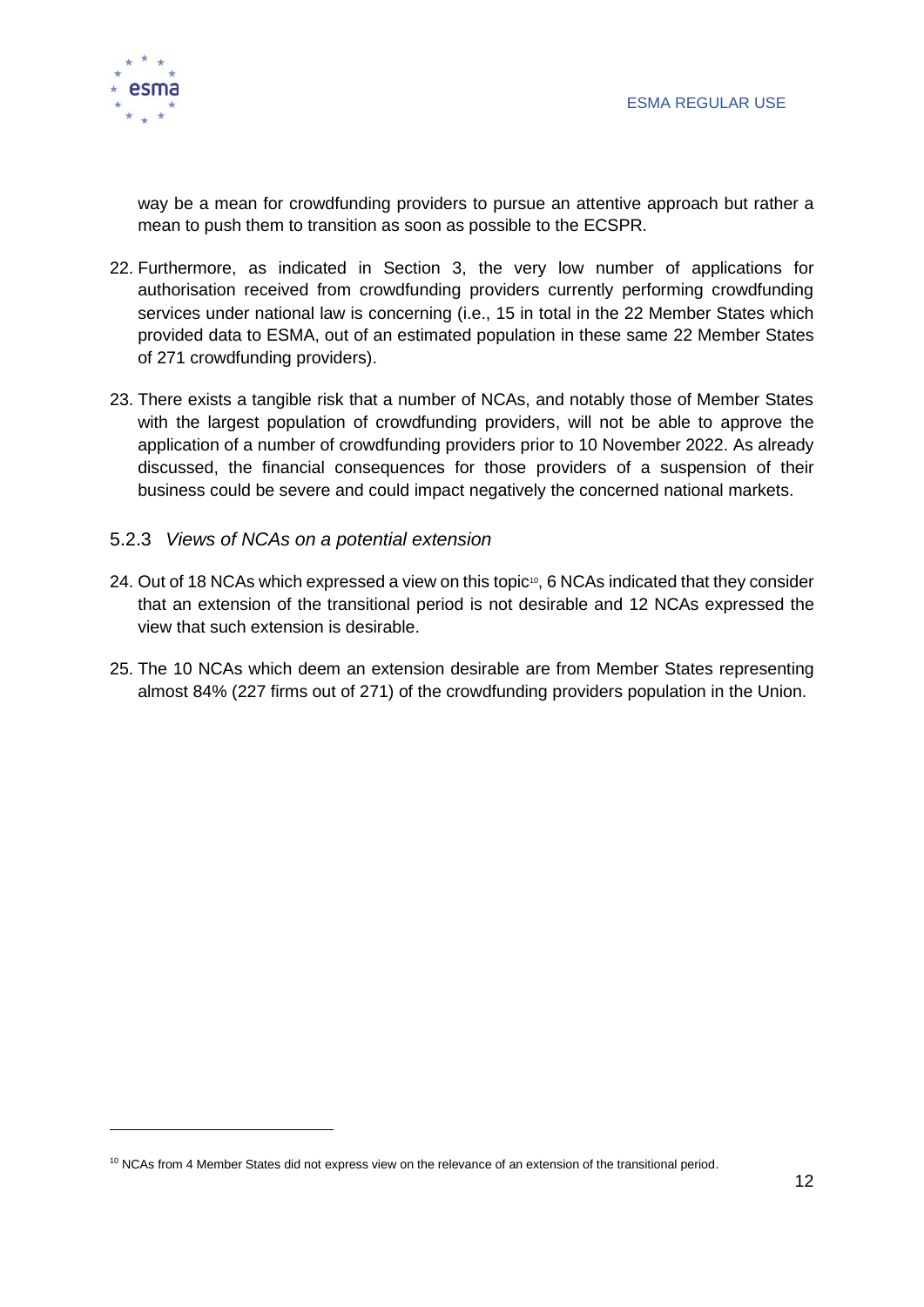way be a mean for crowdfunding providers to pursue an attentive approach but rather a mean to push them to transition as soon as possible to the ECSPR.

22. Furthermore, as indicated in Section 3, the very low number of applications for authorisation received from crowdfunding providers currently performing crowdfunding services under national law is concerning (i.e., 15 in total in the 22 Member States which provided data to ESMA, out of an estimated population in these same 22 Member States of 271 crowdfunding providers).

23. There exists a tangible risk that a number of NCAs, and notably those of Member States with the largest population of crowdfunding providers, will not be able to approve the application of a number of crowdfunding providers prior to 10 November 2022. As already discussed, the financial consequences for those providers of a suspension of their business could be severe and could impact negatively the concerned national markets.

### 5.2.3 *Views of NCAs on a potential extension*

24. Out of 18 NCAs which expressed a view on this topic[10], 6 NCAs indicated that they consider that an extension of the transitional period is not desirable and 12 NCAs expressed the view that such extension is desirable.

25. The 10 NCAs which deem an extension desirable are from Member States representing almost 84% (227 firms out of 271) of the crowdfunding providers population in the Union.

[10] NCAs from 4 Member States did not express view on the relevance of an extension of the transitional period.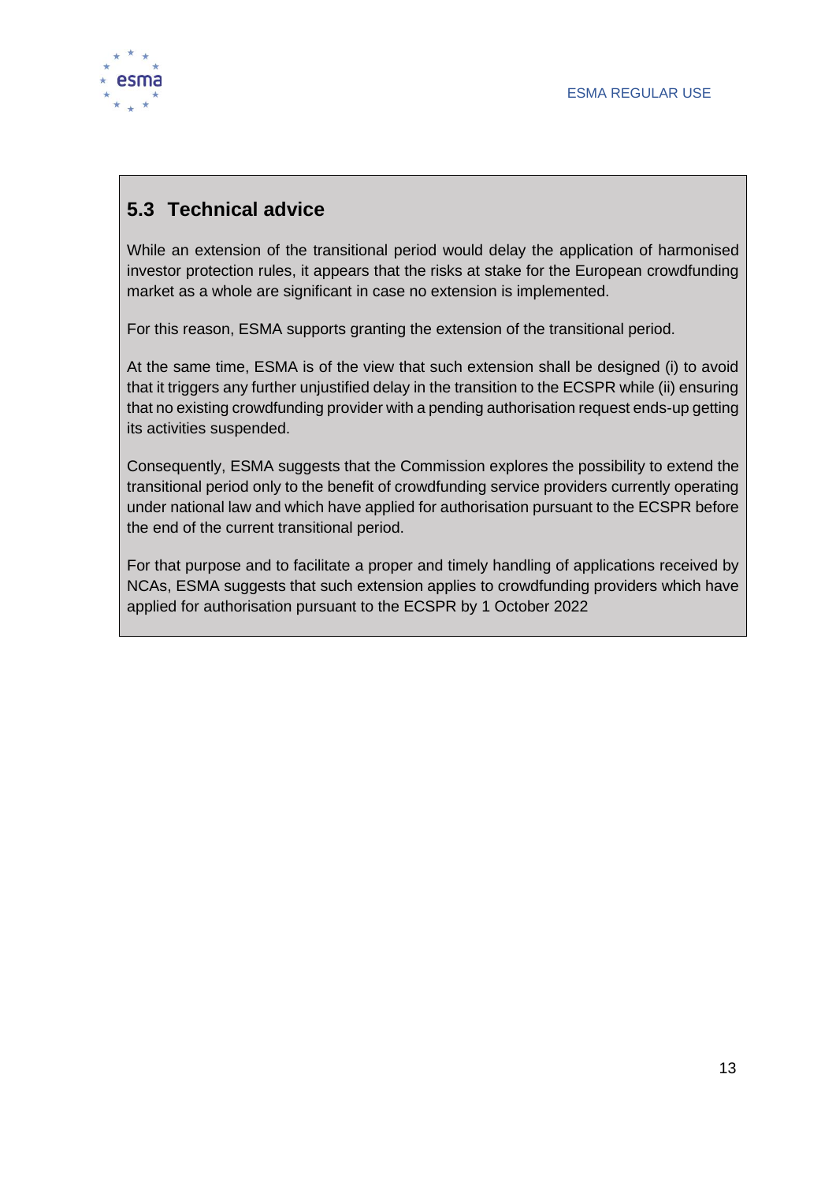## 5.3 Technical advice

While an extension of the transitional period would delay the application of harmonised investor protection rules, it appears that the risks at stake for the European crowdfunding market as a whole are significant in case no extension is implemented.

For this reason, ESMA supports granting the extension of the transitional period.

At the same time, ESMA is of the view that such extension shall be designed (i) to avoid that it triggers any further unjustified delay in the transition to the ECSPR while (ii) ensuring that no existing crowdfunding provider with a pending authorisation request ends-up getting its activities suspended.

Consequently, ESMA suggests that the Commission explores the possibility to extend the transitional period only to the benefit of crowdfunding service providers currently operating under national law and which have applied for authorisation pursuant to the ECSPR before the end of the current transitional period.

For that purpose and to facilitate a proper and timely handling of applications received by NCAs, ESMA suggests that such extension applies to crowdfunding providers which have applied for authorisation pursuant to the ECSPR by 1 October 2022